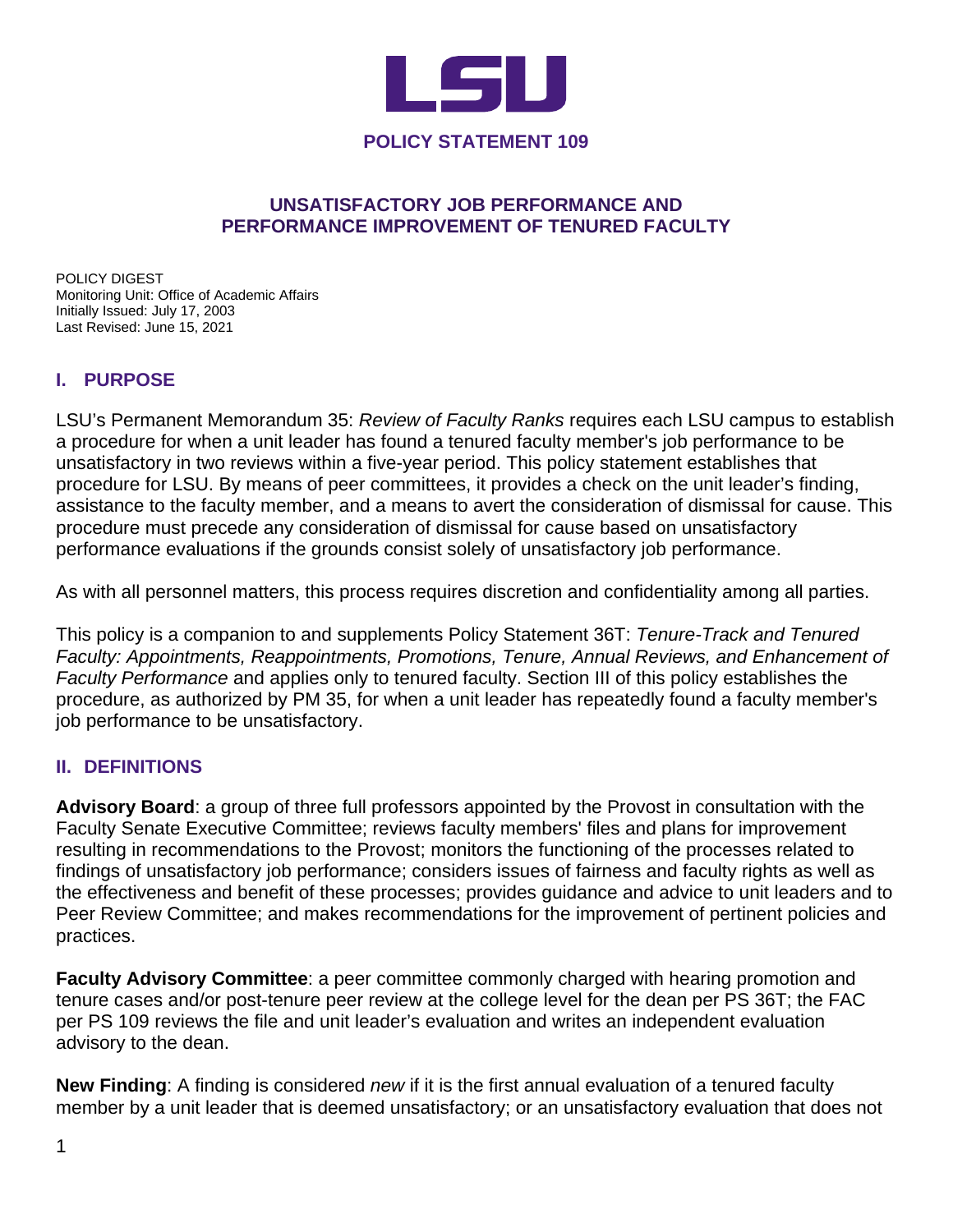**LSU**

# POLICY STATEMENT 109

## UNSATISFACTORY JOB PERFORMANCE AND PERFORMANCE IMPROVEMENT OF TENURED FACULTY

POLICY DIGEST
Monitoring Unit: Office of Academic Affairs
Initially Issued: July 17, 2003
Last Revised: June 15, 2021

## I. PURPOSE

LSU's Permanent Memorandum 35: *Review of Faculty Ranks* requires each LSU campus to establish a procedure for when a unit leader has found a tenured faculty member's job performance to be unsatisfactory in two reviews within a five-year period. This policy statement establishes that procedure for LSU. By means of peer committees, it provides a check on the unit leader's finding, assistance to the faculty member, and a means to avert the consideration of dismissal for cause. This procedure must precede any consideration of dismissal for cause based on unsatisfactory performance evaluations if the grounds consist solely of unsatisfactory job performance.

As with all personnel matters, this process requires discretion and confidentiality among all parties.

This policy is a companion to and supplements Policy Statement 36T: *Tenure-Track and Tenured Faculty: Appointments, Reappointments, Promotions, Tenure, Annual Reviews, and Enhancement of Faculty Performance* and applies only to tenured faculty. Section III of this policy establishes the procedure, as authorized by PM 35, for when a unit leader has repeatedly found a faculty member's job performance to be unsatisfactory.

## II. DEFINITIONS

**Advisory Board**: a group of three full professors appointed by the Provost in consultation with the Faculty Senate Executive Committee; reviews faculty members' files and plans for improvement resulting in recommendations to the Provost; monitors the functioning of the processes related to findings of unsatisfactory job performance; considers issues of fairness and faculty rights as well as the effectiveness and benefit of these processes; provides guidance and advice to unit leaders and to Peer Review Committee; and makes recommendations for the improvement of pertinent policies and practices.

**Faculty Advisory Committee**: a peer committee commonly charged with hearing promotion and tenure cases and/or post-tenure peer review at the college level for the dean per PS 36T; the FAC per PS 109 reviews the file and unit leader's evaluation and writes an independent evaluation advisory to the dean.

**New Finding**: A finding is considered *new* if it is the first annual evaluation of a tenured faculty member by a unit leader that is deemed unsatisfactory; or an unsatisfactory evaluation that does not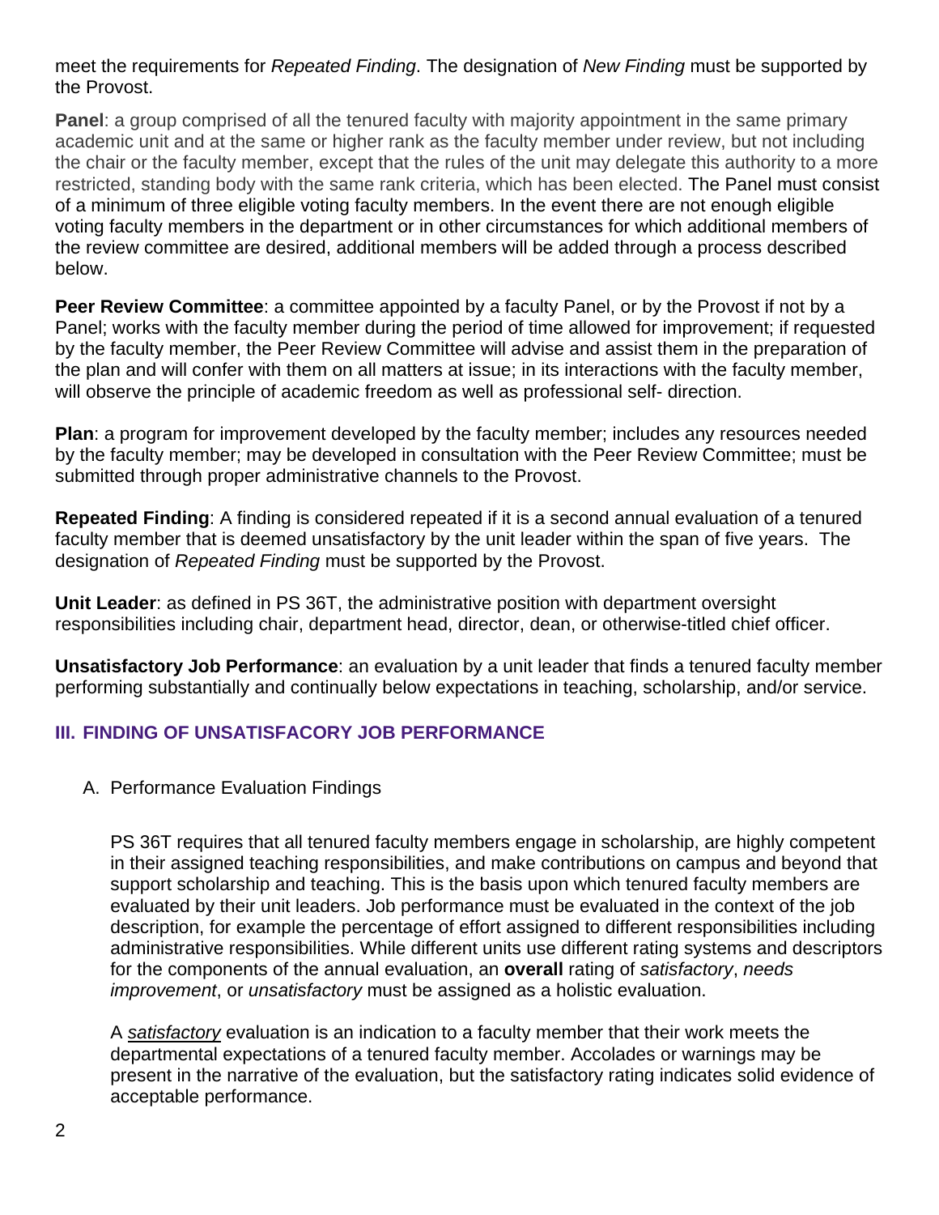meet the requirements for *Repeated Finding*. The designation of *New Finding* must be supported by the Provost.

**Panel**: a group comprised of all the tenured faculty with majority appointment in the same primary academic unit and at the same or higher rank as the faculty member under review, but not including the chair or the faculty member, except that the rules of the unit may delegate this authority to a more restricted, standing body with the same rank criteria, which has been elected. The Panel must consist of a minimum of three eligible voting faculty members. In the event there are not enough eligible voting faculty members in the department or in other circumstances for which additional members of the review committee are desired, additional members will be added through a process described below.

**Peer Review Committee**: a committee appointed by a faculty Panel, or by the Provost if not by a Panel; works with the faculty member during the period of time allowed for improvement; if requested by the faculty member, the Peer Review Committee will advise and assist them in the preparation of the plan and will confer with them on all matters at issue; in its interactions with the faculty member, will observe the principle of academic freedom as well as professional self- direction.

**Plan**: a program for improvement developed by the faculty member; includes any resources needed by the faculty member; may be developed in consultation with the Peer Review Committee; must be submitted through proper administrative channels to the Provost.

**Repeated Finding**: A finding is considered repeated if it is a second annual evaluation of a tenured faculty member that is deemed unsatisfactory by the unit leader within the span of five years. The designation of *Repeated Finding* must be supported by the Provost.

**Unit Leader**: as defined in PS 36T, the administrative position with department oversight responsibilities including chair, department head, director, dean, or otherwise-titled chief officer.

**Unsatisfactory Job Performance**: an evaluation by a unit leader that finds a tenured faculty member performing substantially and continually below expectations in teaching, scholarship, and/or service.

## III. FINDING OF UNSATISFACORY JOB PERFORMANCE

A. Performance Evaluation Findings

PS 36T requires that all tenured faculty members engage in scholarship, are highly competent in their assigned teaching responsibilities, and make contributions on campus and beyond that support scholarship and teaching. This is the basis upon which tenured faculty members are evaluated by their unit leaders. Job performance must be evaluated in the context of the job description, for example the percentage of effort assigned to different responsibilities including administrative responsibilities. While different units use different rating systems and descriptors for the components of the annual evaluation, an **overall** rating of *satisfactory*, *needs improvement*, or *unsatisfactory* must be assigned as a holistic evaluation.

A *satisfactory* evaluation is an indication to a faculty member that their work meets the departmental expectations of a tenured faculty member. Accolades or warnings may be present in the narrative of the evaluation, but the satisfactory rating indicates solid evidence of acceptable performance.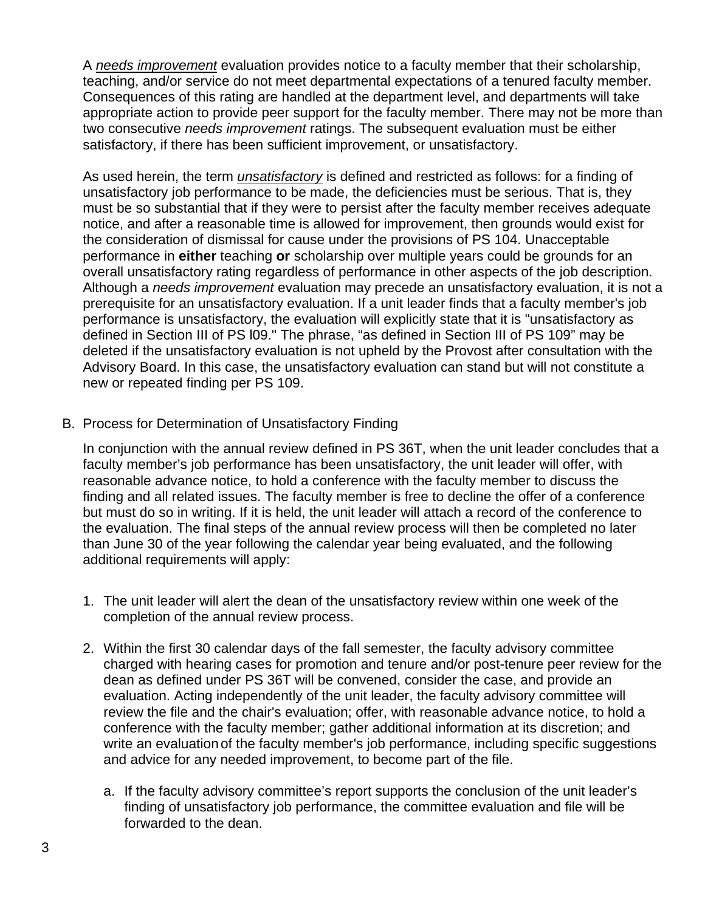A ***needs improvement*** evaluation provides notice to a faculty member that their scholarship, teaching, and/or service do not meet departmental expectations of a tenured faculty member. Consequences of this rating are handled at the department level, and departments will take appropriate action to provide peer support for the faculty member. There may not be more than two consecutive *needs improvement* ratings. The subsequent evaluation must be either satisfactory, if there has been sufficient improvement, or unsatisfactory.

As used herein, the term ***unsatisfactory*** is defined and restricted as follows: for a finding of unsatisfactory job performance to be made, the deficiencies must be serious. That is, they must be so substantial that if they were to persist after the faculty member receives adequate notice, and after a reasonable time is allowed for improvement, then grounds would exist for the consideration of dismissal for cause under the provisions of PS 104. Unacceptable performance in **either** teaching **or** scholarship over multiple years could be grounds for an overall unsatisfactory rating regardless of performance in other aspects of the job description. Although a *needs improvement* evaluation may precede an unsatisfactory evaluation, it is not a prerequisite for an unsatisfactory evaluation. If a unit leader finds that a faculty member's job performance is unsatisfactory, the evaluation will explicitly state that it is "unsatisfactory as defined in Section III of PS l09." The phrase, "as defined in Section III of PS 109" may be deleted if the unsatisfactory evaluation is not upheld by the Provost after consultation with the Advisory Board. In this case, the unsatisfactory evaluation can stand but will not constitute a new or repeated finding per PS 109.

B. Process for Determination of Unsatisfactory Finding

In conjunction with the annual review defined in PS 36T, when the unit leader concludes that a faculty member's job performance has been unsatisfactory, the unit leader will offer, with reasonable advance notice, to hold a conference with the faculty member to discuss the finding and all related issues. The faculty member is free to decline the offer of a conference but must do so in writing. If it is held, the unit leader will attach a record of the conference to the evaluation. The final steps of the annual review process will then be completed no later than June 30 of the year following the calendar year being evaluated, and the following additional requirements will apply:

1. The unit leader will alert the dean of the unsatisfactory review within one week of the completion of the annual review process.

2. Within the first 30 calendar days of the fall semester, the faculty advisory committee charged with hearing cases for promotion and tenure and/or post-tenure peer review for the dean as defined under PS 36T will be convened, consider the case, and provide an evaluation. Acting independently of the unit leader, the faculty advisory committee will review the file and the chair's evaluation; offer, with reasonable advance notice, to hold a conference with the faculty member; gather additional information at its discretion; and write an evaluation of the faculty member's job performance, including specific suggestions and advice for any needed improvement, to become part of the file.

   a. If the faculty advisory committee's report supports the conclusion of the unit leader's finding of unsatisfactory job performance, the committee evaluation and file will be forwarded to the dean.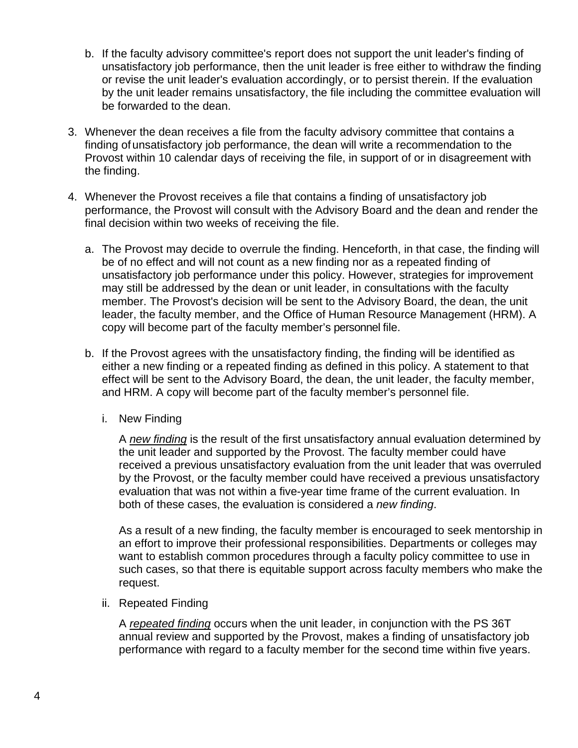b. If the faculty advisory committee's report does not support the unit leader's finding of unsatisfactory job performance, then the unit leader is free either to withdraw the finding or revise the unit leader's evaluation accordingly, or to persist therein. If the evaluation by the unit leader remains unsatisfactory, the file including the committee evaluation will be forwarded to the dean.

3. Whenever the dean receives a file from the faculty advisory committee that contains a finding of unsatisfactory job performance, the dean will write a recommendation to the Provost within 10 calendar days of receiving the file, in support of or in disagreement with the finding.

4. Whenever the Provost receives a file that contains a finding of unsatisfactory job performance, the Provost will consult with the Advisory Board and the dean and render the final decision within two weeks of receiving the file.

   a. The Provost may decide to overrule the finding. Henceforth, in that case, the finding will be of no effect and will not count as a new finding nor as a repeated finding of unsatisfactory job performance under this policy. However, strategies for improvement may still be addressed by the dean or unit leader, in consultations with the faculty member. The Provost's decision will be sent to the Advisory Board, the dean, the unit leader, the faculty member, and the Office of Human Resource Management (HRM). A copy will become part of the faculty member's personnel file.

   b. If the Provost agrees with the unsatisfactory finding, the finding will be identified as either a new finding or a repeated finding as defined in this policy. A statement to that effect will be sent to the Advisory Board, the dean, the unit leader, the faculty member, and HRM. A copy will become part of the faculty member's personnel file.

      i. New Finding

         A *new finding* is the result of the first unsatisfactory annual evaluation determined by the unit leader and supported by the Provost. The faculty member could have received a previous unsatisfactory evaluation from the unit leader that was overruled by the Provost, or the faculty member could have received a previous unsatisfactory evaluation that was not within a five-year time frame of the current evaluation. In both of these cases, the evaluation is considered a *new finding*.

         As a result of a new finding, the faculty member is encouraged to seek mentorship in an effort to improve their professional responsibilities. Departments or colleges may want to establish common procedures through a faculty policy committee to use in such cases, so that there is equitable support across faculty members who make the request.

      ii. Repeated Finding

         A *repeated finding* occurs when the unit leader, in conjunction with the PS 36T annual review and supported by the Provost, makes a finding of unsatisfactory job performance with regard to a faculty member for the second time within five years.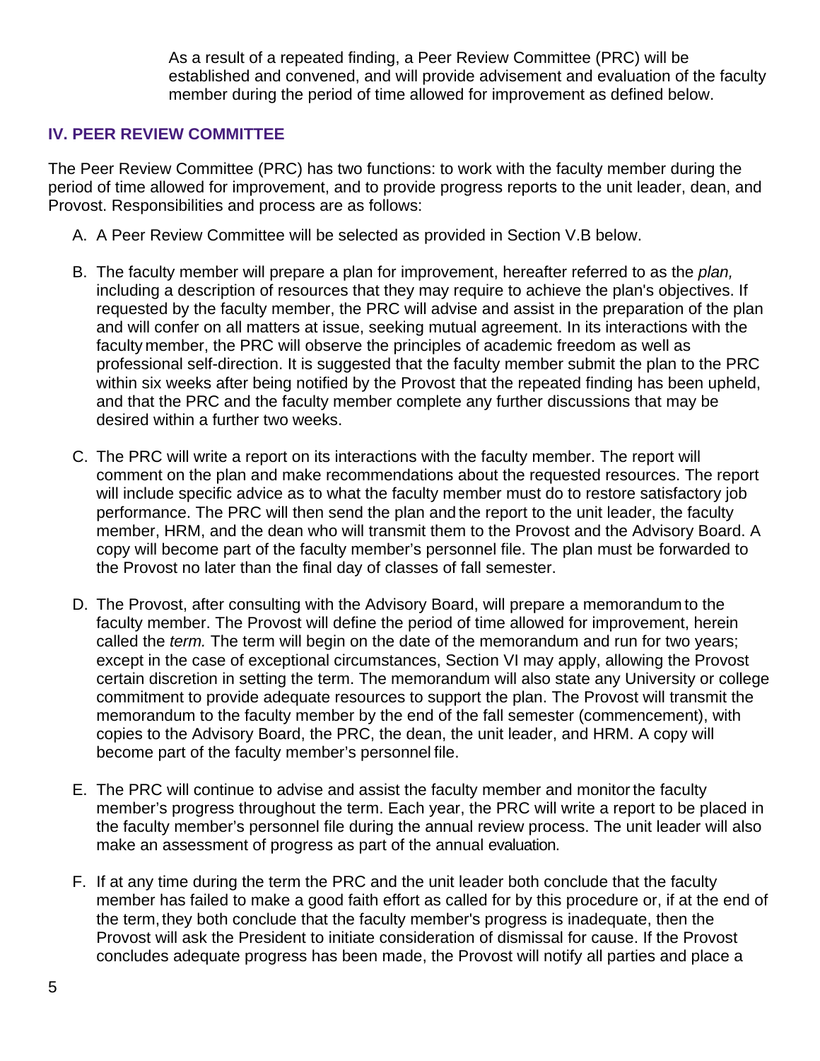As a result of a repeated finding, a Peer Review Committee (PRC) will be established and convened, and will provide advisement and evaluation of the faculty member during the period of time allowed for improvement as defined below.

## IV. PEER REVIEW COMMITTEE

The Peer Review Committee (PRC) has two functions: to work with the faculty member during the period of time allowed for improvement, and to provide progress reports to the unit leader, dean, and Provost. Responsibilities and process are as follows:

A. A Peer Review Committee will be selected as provided in Section V.B below.

B. The faculty member will prepare a plan for improvement, hereafter referred to as the *plan,* including a description of resources that they may require to achieve the plan's objectives. If requested by the faculty member, the PRC will advise and assist in the preparation of the plan and will confer on all matters at issue, seeking mutual agreement. In its interactions with the faculty member, the PRC will observe the principles of academic freedom as well as professional self-direction. It is suggested that the faculty member submit the plan to the PRC within six weeks after being notified by the Provost that the repeated finding has been upheld, and that the PRC and the faculty member complete any further discussions that may be desired within a further two weeks.

C. The PRC will write a report on its interactions with the faculty member. The report will comment on the plan and make recommendations about the requested resources. The report will include specific advice as to what the faculty member must do to restore satisfactory job performance. The PRC will then send the plan and the report to the unit leader, the faculty member, HRM, and the dean who will transmit them to the Provost and the Advisory Board. A copy will become part of the faculty member's personnel file. The plan must be forwarded to the Provost no later than the final day of classes of fall semester.

D. The Provost, after consulting with the Advisory Board, will prepare a memorandum to the faculty member. The Provost will define the period of time allowed for improvement, herein called the *term.* The term will begin on the date of the memorandum and run for two years; except in the case of exceptional circumstances, Section VI may apply, allowing the Provost certain discretion in setting the term. The memorandum will also state any University or college commitment to provide adequate resources to support the plan. The Provost will transmit the memorandum to the faculty member by the end of the fall semester (commencement), with copies to the Advisory Board, the PRC, the dean, the unit leader, and HRM. A copy will become part of the faculty member's personnel file.

E. The PRC will continue to advise and assist the faculty member and monitor the faculty member's progress throughout the term. Each year, the PRC will write a report to be placed in the faculty member's personnel file during the annual review process. The unit leader will also make an assessment of progress as part of the annual evaluation.

F. If at any time during the term the PRC and the unit leader both conclude that the faculty member has failed to make a good faith effort as called for by this procedure or, if at the end of the term, they both conclude that the faculty member's progress is inadequate, then the Provost will ask the President to initiate consideration of dismissal for cause. If the Provost concludes adequate progress has been made, the Provost will notify all parties and place a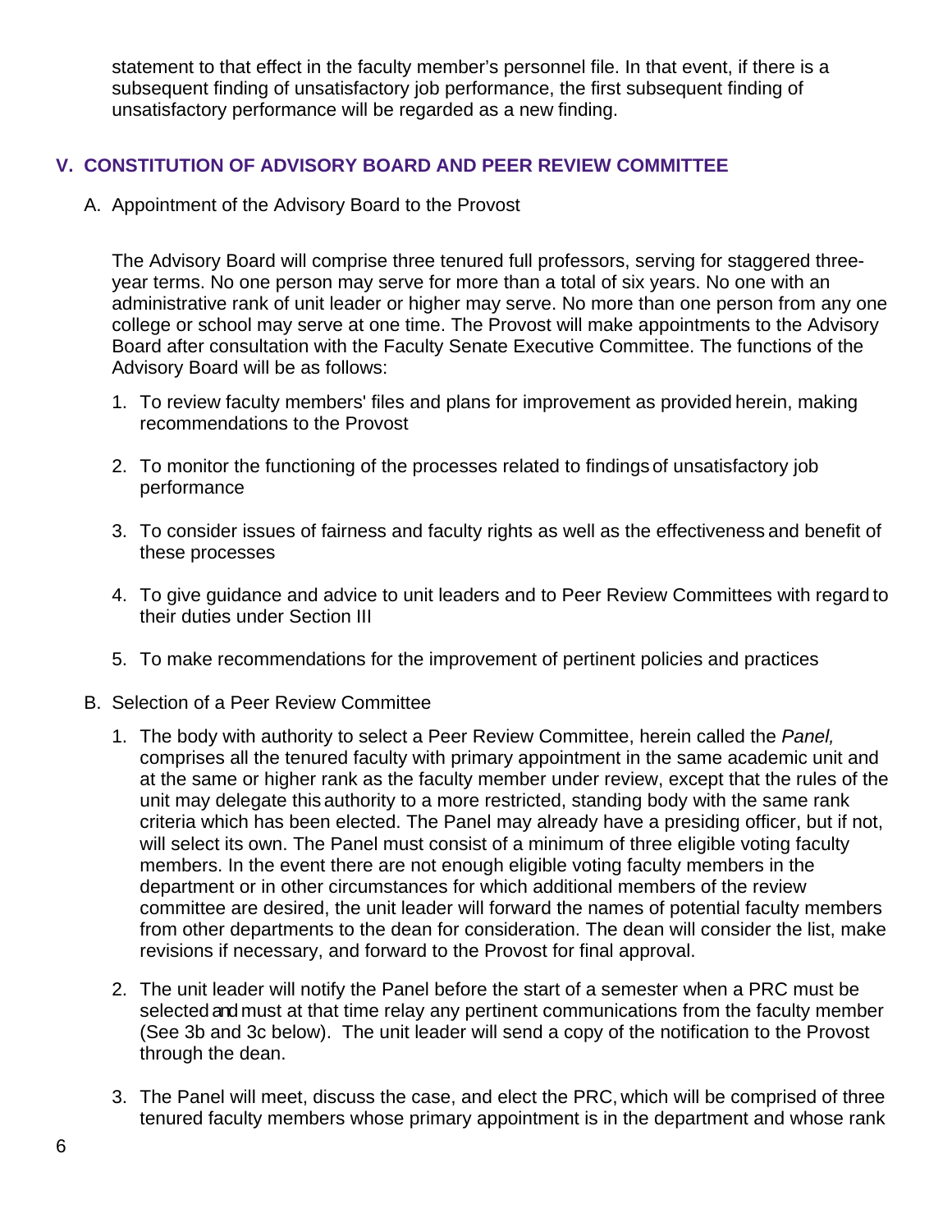statement to that effect in the faculty member's personnel file. In that event, if there is a subsequent finding of unsatisfactory job performance, the first subsequent finding of unsatisfactory performance will be regarded as a new finding.

## V. CONSTITUTION OF ADVISORY BOARD AND PEER REVIEW COMMITTEE

A. Appointment of the Advisory Board to the Provost

The Advisory Board will comprise three tenured full professors, serving for staggered three-year terms. No one person may serve for more than a total of six years. No one with an administrative rank of unit leader or higher may serve. No more than one person from any one college or school may serve at one time. The Provost will make appointments to the Advisory Board after consultation with the Faculty Senate Executive Committee. The functions of the Advisory Board will be as follows:

1. To review faculty members' files and plans for improvement as provided herein, making recommendations to the Provost

2. To monitor the functioning of the processes related to findings of unsatisfactory job performance

3. To consider issues of fairness and faculty rights as well as the effectiveness and benefit of these processes

4. To give guidance and advice to unit leaders and to Peer Review Committees with regard to their duties under Section III

5. To make recommendations for the improvement of pertinent policies and practices

B. Selection of a Peer Review Committee

1. The body with authority to select a Peer Review Committee, herein called the *Panel,* comprises all the tenured faculty with primary appointment in the same academic unit and at the same or higher rank as the faculty member under review, except that the rules of the unit may delegate this authority to a more restricted, standing body with the same rank criteria which has been elected. The Panel may already have a presiding officer, but if not, will select its own. The Panel must consist of a minimum of three eligible voting faculty members. In the event there are not enough eligible voting faculty members in the department or in other circumstances for which additional members of the review committee are desired, the unit leader will forward the names of potential faculty members from other departments to the dean for consideration. The dean will consider the list, make revisions if necessary, and forward to the Provost for final approval.

2. The unit leader will notify the Panel before the start of a semester when a PRC must be selected and must at that time relay any pertinent communications from the faculty member (See 3b and 3c below). The unit leader will send a copy of the notification to the Provost through the dean.

3. The Panel will meet, discuss the case, and elect the PRC, which will be comprised of three tenured faculty members whose primary appointment is in the department and whose rank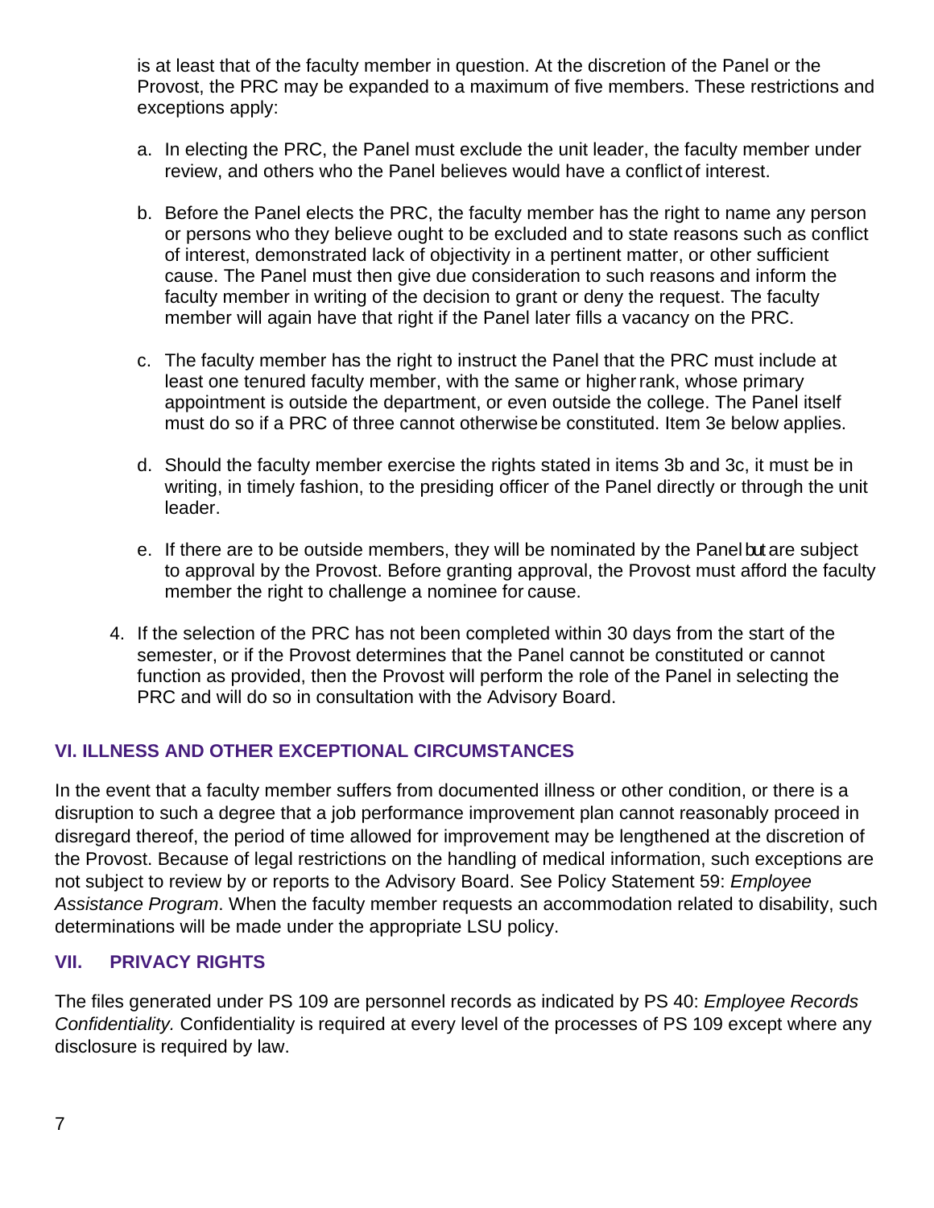is at least that of the faculty member in question. At the discretion of the Panel or the Provost, the PRC may be expanded to a maximum of five members. These restrictions and exceptions apply:

a. In electing the PRC, the Panel must exclude the unit leader, the faculty member under review, and others who the Panel believes would have a conflict of interest.

b. Before the Panel elects the PRC, the faculty member has the right to name any person or persons who they believe ought to be excluded and to state reasons such as conflict of interest, demonstrated lack of objectivity in a pertinent matter, or other sufficient cause. The Panel must then give due consideration to such reasons and inform the faculty member in writing of the decision to grant or deny the request. The faculty member will again have that right if the Panel later fills a vacancy on the PRC.

c. The faculty member has the right to instruct the Panel that the PRC must include at least one tenured faculty member, with the same or higher rank, whose primary appointment is outside the department, or even outside the college. The Panel itself must do so if a PRC of three cannot otherwise be constituted. Item 3e below applies.

d. Should the faculty member exercise the rights stated in items 3b and 3c, it must be in writing, in timely fashion, to the presiding officer of the Panel directly or through the unit leader.

e. If there are to be outside members, they will be nominated by the Panel but are subject to approval by the Provost. Before granting approval, the Provost must afford the faculty member the right to challenge a nominee for cause.

4. If the selection of the PRC has not been completed within 30 days from the start of the semester, or if the Provost determines that the Panel cannot be constituted or cannot function as provided, then the Provost will perform the role of the Panel in selecting the PRC and will do so in consultation with the Advisory Board.

## VI. ILLNESS AND OTHER EXCEPTIONAL CIRCUMSTANCES

In the event that a faculty member suffers from documented illness or other condition, or there is a disruption to such a degree that a job performance improvement plan cannot reasonably proceed in disregard thereof, the period of time allowed for improvement may be lengthened at the discretion of the Provost. Because of legal restrictions on the handling of medical information, such exceptions are not subject to review by or reports to the Advisory Board. See Policy Statement 59: *Employee Assistance Program*. When the faculty member requests an accommodation related to disability, such determinations will be made under the appropriate LSU policy.

## VII. PRIVACY RIGHTS

The files generated under PS 109 are personnel records as indicated by PS 40: *Employee Records Confidentiality.* Confidentiality is required at every level of the processes of PS 109 except where any disclosure is required by law.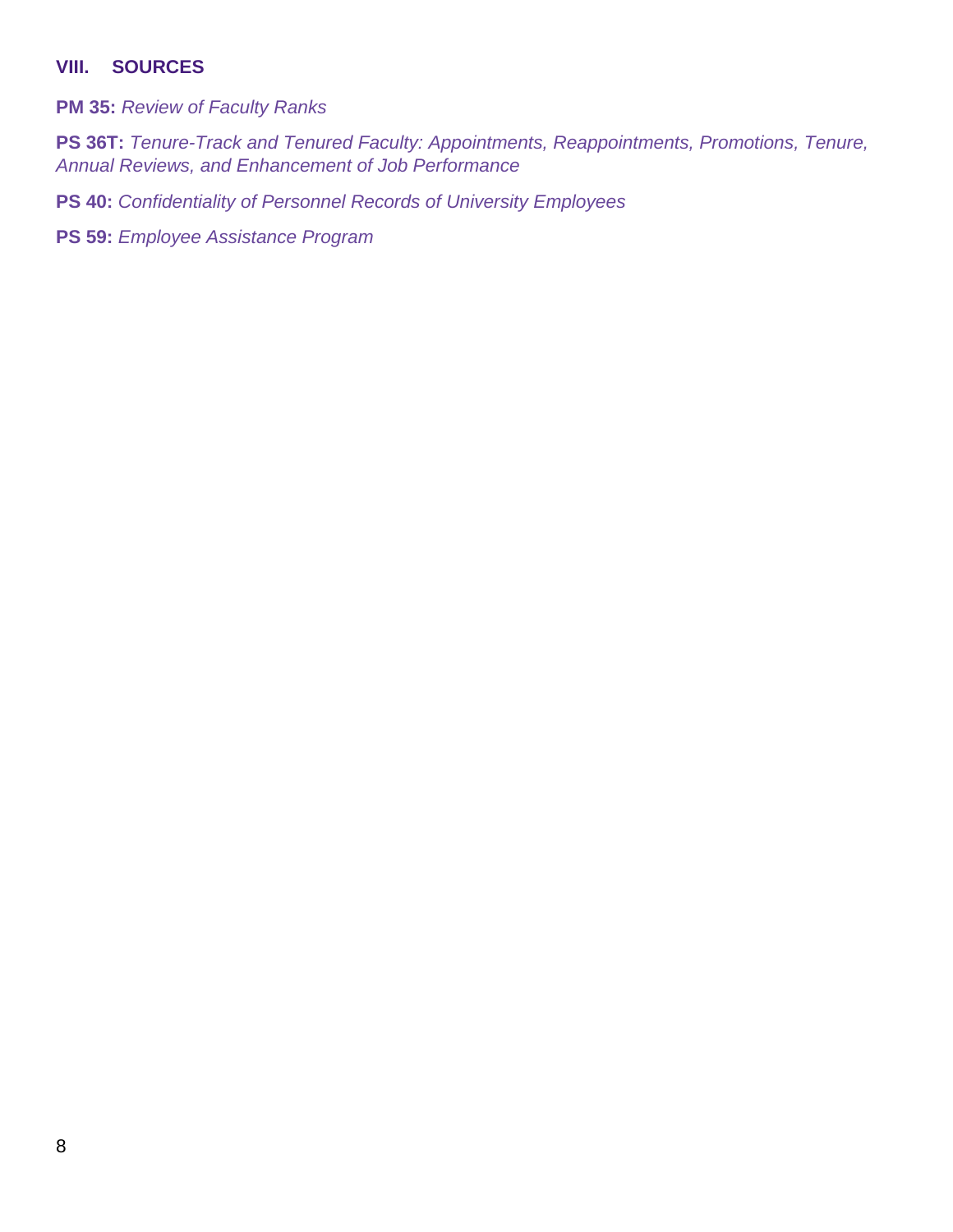## VIII. SOURCES

**PM 35:** *Review of Faculty Ranks*

**PS 36T:** *Tenure-Track and Tenured Faculty: Appointments, Reappointments, Promotions, Tenure, Annual Reviews, and Enhancement of Job Performance*

**PS 40:** *Confidentiality of Personnel Records of University Employees*

**PS 59:** *Employee Assistance Program*